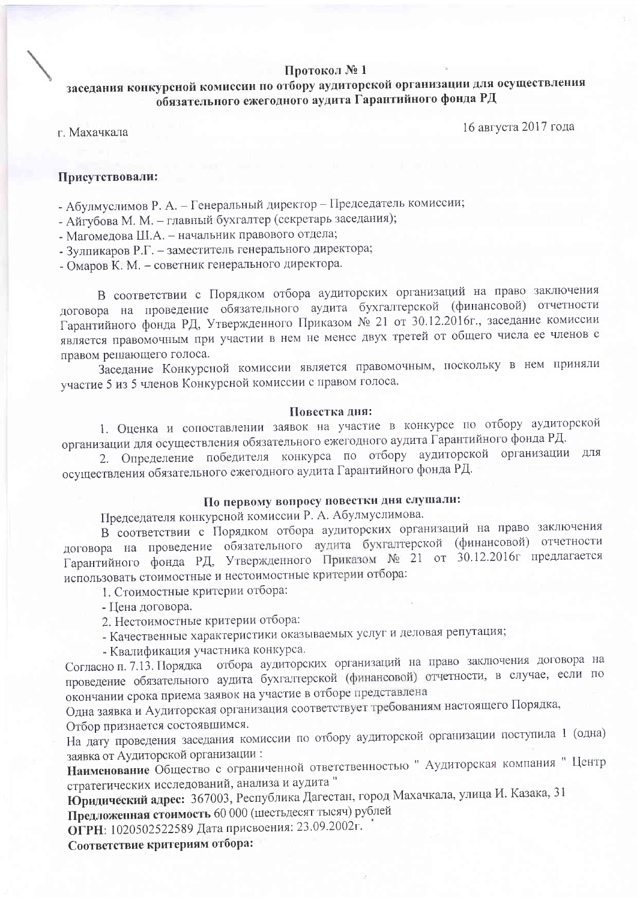# Протокол № 1

## заседания конкурсной комиссии по отбору аудиторской организации для осуществления обязательного ежегодного аудита Гарантийного фонда РД

г. Махачкала 16 августа 2017 года

**Присутствовали:**

- Абулмуслимов Р. А. – Генеральный директор – Председатель комиссии;
- Айгубова М. М. – главный бухгалтер (секретарь заседания);
- Магомедова Ш.А. – начальник правового отдела;
- Зулпикаров Р.Г. – заместитель генерального директора;
- Омаров К. М. – советник генерального директора.

В соответствии с Порядком отбора аудиторских организаций на право заключения договора на проведение обязательного аудита бухгалтерской (финансовой) отчетности Гарантийного фонда РД, Утвержденного Приказом № 21 от 30.12.2016г., заседание комиссии является правомочным при участии в нем не менее двух третей от общего числа ее членов с правом решающего голоса.

Заседание Конкурсной комиссии является правомочным, поскольку в нем приняли участие 5 из 5 членов Конкурсной комиссии с правом голоса.

**Повестка дня:**

1. Оценка и сопоставлении заявок на участие в конкурсе по отбору аудиторской организации для осуществления обязательного ежегодного аудита Гарантийного фонда РД.
2. Определение победителя конкурса по отбору аудиторской организации для осуществления обязательного ежегодного аудита Гарантийного фонда РД.

**По первому вопросу повестки дня слушали:**

Председателя конкурсной комиссии Р. А. Абулмуслимова.

В соответствии с Порядком отбора аудиторских организаций на право заключения договора на проведение обязательного аудита бухгалтерской (финансовой) отчетности Гарантийного фонда РД, Утвержденного Приказом № 21 от 30.12.2016г предлагается использовать стоимостные и нестоимостные критерии отбора:

1. Стоимостные критерии отбора:
- Цена договора.
2. Нестоимостные критерии отбора:
- Качественные характеристики оказываемых услуг и деловая репутация;
- Квалификация участника конкурса.

Согласно п. 7.13. Порядка отбора аудиторских организаций на право заключения договора на проведение обязательного аудита бухгалтерской (финансовой) отчетности, в случае, если по окончании срока приема заявок на участие в отборе представлена

Одна заявка и Аудиторская организация соответствует требованиям настоящего Порядка,

Отбор признается состоявшимся.

На дату проведения заседания комиссии по отбору аудиторской организации поступила 1 (одна) заявка от Аудиторской организации :

**Наименование** Общество с ограниченной ответственностью " Аудиторская компания " Центр стратегических исследований, анализа и аудита "

**Юридический адрес:** 367003, Республика Дагестан, город Махачкала, улица И. Казака, 31

**Предложенная стоимость** 60 000 (шестьдесят тысяч) рублей

**ОГРН**: 1020502522589 Дата присвоения: 23.09.2002г.

**Соответствие критериям отбора:**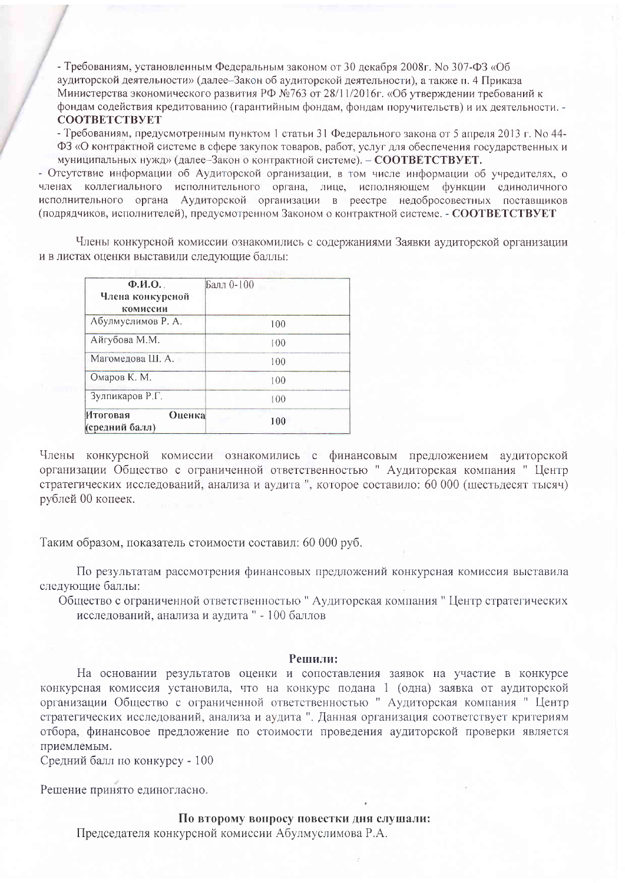- Требованиям, установленным Федеральным законом от 30 декабря 2008г. No 307-ФЗ «Об аудиторской деятельности» (далее–Закон об аудиторской деятельности), а также п. 4 Приказа Министерства экономического развития РФ №763 от 28/11/2016г. «Об утверждении требований к фондам содействия кредитованию (гарантийным фондам, фондам поручительств) и их деятельности. - **СООТВЕТСТВУЕТ**

- Требованиям, предусмотренным пунктом 1 статьи 31 Федерального закона от 5 апреля 2013 г. No 44-ФЗ «О контрактной системе в сфере закупок товаров, работ, услуг для обеспечения государственных и муниципальных нужд» (далее–Закон о контрактной системе). – **СООТВЕТСТВУЕТ.**

- Отсутствие информации об Аудиторской организации, в том числе информации об учредителях, о членах коллегиального исполнительного органа, лице, исполняющем функции единоличного исполнительного органа Аудиторской организации в реестре недобросовестных поставщиков (подрядчиков, исполнителей), предусмотренном Законом о контрактной системе. - **СООТВЕТСТВУЕТ**

Члены конкурсной комиссии ознакомились с содержаниями Заявки аудиторской организации и в листах оценки выставили следующие баллы:

| **Ф.И.О. Члена конкурсной комиссии** | Балл 0-100 |
|---|---|
| Абулмуслимов Р. А. | 100 |
| Айгубова М.М. | 100 |
| Магомедова Ш. А. | 100 |
| Омаров К. М. | 100 |
| Зулпикаров Р.Г. | 100 |
| **Итоговая Оценка (средний балл)** | **100** |

Члены конкурсной комиссии ознакомились с финансовым предложением аудиторской организации Общество с ограниченной ответственностью " Аудиторская компания " Центр стратегических исследований, анализа и аудита ", которое составило: 60 000 (шестьдесят тысяч) рублей 00 копеек.

Таким образом, показатель стоимости составил: 60 000 руб.

По результатам рассмотрения финансовых предложений конкурсная комиссия выставила следующие баллы:

Общество с ограниченной ответственностью " Аудиторская компания " Центр стратегических исследований, анализа и аудита " - 100 баллов

**Решили:**

На основании результатов оценки и сопоставления заявок на участие в конкурсе конкурсная комиссия установила, что на конкурс подана 1 (одна) заявка от аудиторской организации Общество с ограниченной ответственностью " Аудиторская компания " Центр стратегических исследований, анализа и аудита ". Данная организация соответствует критериям отбора, финансовое предложение по стоимости проведения аудиторской проверки является приемлемым.

Средний балл по конкурсу - 100

Решение принято единогласно.

**По второму вопросу повестки дня слушали:**

Председателя конкурсной комиссии Абулмуслимова Р.А.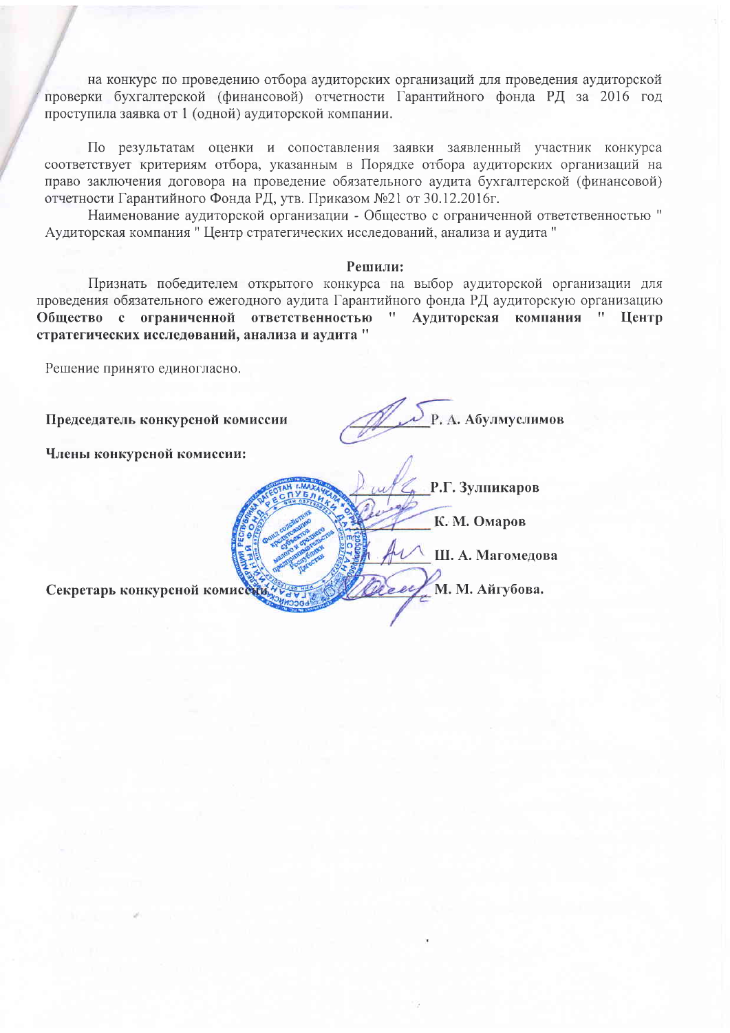на конкурс по проведению отбора аудиторских организаций для проведения аудиторской проверки бухгалтерской (финансовой) отчетности Гарантийного фонда РД за 2016 год проступила заявка от 1 (одной) аудиторской компании.

По результатам оценки и сопоставления заявки заявленный участник конкурса соответствует критериям отбора, указанным в Порядке отбора аудиторских организаций на право заключения договора на проведение обязательного аудита бухгалтерской (финансовой) отчетности Гарантийного Фонда РД, утв. Приказом №21 от 30.12.2016г.

Наименование аудиторской организации - Общество с ограниченной ответственностью " Аудиторская компания " Центр стратегических исследований, анализа и аудита "

**Решили:**

Признать победителем открытого конкурса на выбор аудиторской организации для проведения обязательного ежегодного аудита Гарантийного фонда РД аудиторскую организацию **Общество с ограниченной ответственностью " Аудиторская компания " Центр стратегических исследований, анализа и аудита "**

Решение принято единогласно.

**Председатель конкурсной комиссии** **Р. А. Абулмуслимов**

**Члены конкурсной комиссии:**

**Р.Г. Зулпикаров**

**К. М. Омаров**

**Ш. А. Магомедова**

**Секретарь конкурсной комиссии** **М. М. Айгубова.**